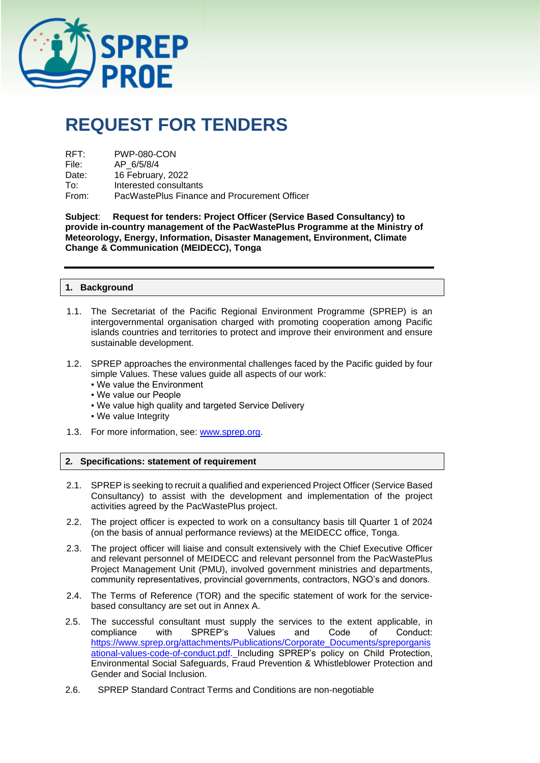# REQUEST FOR TENDERS

RFT: PWP-080-CON
File: AP_6/5/8/4
Date: 16 February, 2022
To: Interested consultants
From: PacWastePlus Finance and Procurement Officer

**Subject**: **Request for tenders: Project Officer (Service Based Consultancy) to provide in-country management of the PacWastePlus Programme at the Ministry of Meteorology, Energy, Information, Disaster Management, Environment, Climate Change & Communication (MEIDECC), Tonga**

## 1. Background

1.1. The Secretariat of the Pacific Regional Environment Programme (SPREP) is an intergovernmental organisation charged with promoting cooperation among Pacific islands countries and territories to protect and improve their environment and ensure sustainable development.

1.2. SPREP approaches the environmental challenges faced by the Pacific guided by four simple Values. These values guide all aspects of our work:
- We value the Environment
- We value our People
- We value high quality and targeted Service Delivery
- We value Integrity

1.3. For more information, see: www.sprep.org.

## 2. Specifications: statement of requirement

2.1. SPREP is seeking to recruit a qualified and experienced Project Officer (Service Based Consultancy) to assist with the development and implementation of the project activities agreed by the PacWastePlus project.

2.2. The project officer is expected to work on a consultancy basis till Quarter 1 of 2024 (on the basis of annual performance reviews) at the MEIDECC office, Tonga.

2.3. The project officer will liaise and consult extensively with the Chief Executive Officer and relevant personnel of MEIDECC and relevant personnel from the PacWastePlus Project Management Unit (PMU), involved government ministries and departments, community representatives, provincial governments, contractors, NGO's and donors.

2.4. The Terms of Reference (TOR) and the specific statement of work for the service-based consultancy are set out in Annex A.

2.5. The successful consultant must supply the services to the extent applicable, in compliance with SPREP's Values and Code of Conduct: https://www.sprep.org/attachments/Publications/Corporate_Documents/spreporganisational-values-code-of-conduct.pdf. Including SPREP's policy on Child Protection, Environmental Social Safeguards, Fraud Prevention & Whistleblower Protection and Gender and Social Inclusion.

2.6. SPREP Standard Contract Terms and Conditions are non-negotiable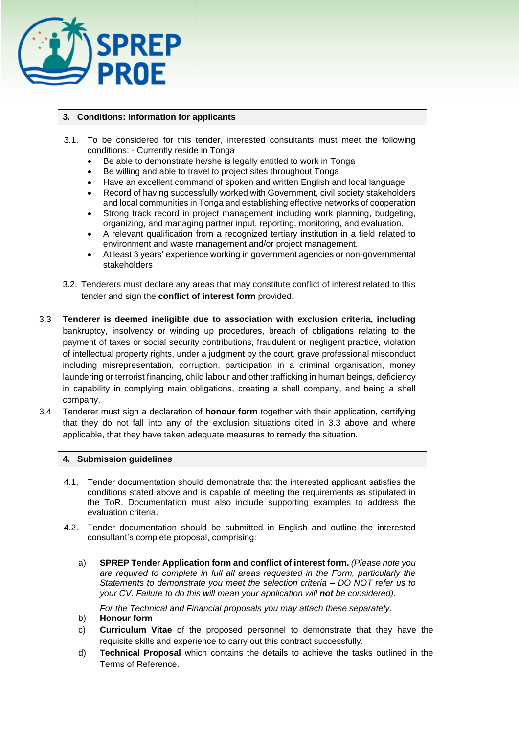## 3. Conditions: information for applicants

3.1. To be considered for this tender, interested consultants must meet the following conditions: - Currently reside in Tonga

- Be able to demonstrate he/she is legally entitled to work in Tonga
- Be willing and able to travel to project sites throughout Tonga
- Have an excellent command of spoken and written English and local language
- Record of having successfully worked with Government, civil society stakeholders and local communities in Tonga and establishing effective networks of cooperation
- Strong track record in project management including work planning, budgeting, organizing, and managing partner input, reporting, monitoring, and evaluation.
- A relevant qualification from a recognized tertiary institution in a field related to environment and waste management and/or project management.
- At least 3 years' experience working in government agencies or non-governmental stakeholders

3.2. Tenderers must declare any areas that may constitute conflict of interest related to this tender and sign the **conflict of interest form** provided.

3.3 **Tenderer is deemed ineligible due to association with exclusion criteria, including** bankruptcy, insolvency or winding up procedures, breach of obligations relating to the payment of taxes or social security contributions, fraudulent or negligent practice, violation of intellectual property rights, under a judgment by the court, grave professional misconduct including misrepresentation, corruption, participation in a criminal organisation, money laundering or terrorist financing, child labour and other trafficking in human beings, deficiency in capability in complying main obligations, creating a shell company, and being a shell company.

3.4 Tenderer must sign a declaration of **honour form** together with their application, certifying that they do not fall into any of the exclusion situations cited in 3.3 above and where applicable, that they have taken adequate measures to remedy the situation.

## 4. Submission guidelines

4.1. Tender documentation should demonstrate that the interested applicant satisfies the conditions stated above and is capable of meeting the requirements as stipulated in the ToR. Documentation must also include supporting examples to address the evaluation criteria.

4.2. Tender documentation should be submitted in English and outline the interested consultant's complete proposal, comprising:

a) **SPREP Tender Application form and conflict of interest form.** *(Please note you are required to complete in full all areas requested in the Form, particularly the Statements to demonstrate you meet the selection criteria – DO NOT refer us to your CV. Failure to do this will mean your application will **not** be considered).*

*For the Technical and Financial proposals you may attach these separately.*

b) **Honour form**

c) **Curriculum Vitae** of the proposed personnel to demonstrate that they have the requisite skills and experience to carry out this contract successfully.

d) **Technical Proposal** which contains the details to achieve the tasks outlined in the Terms of Reference.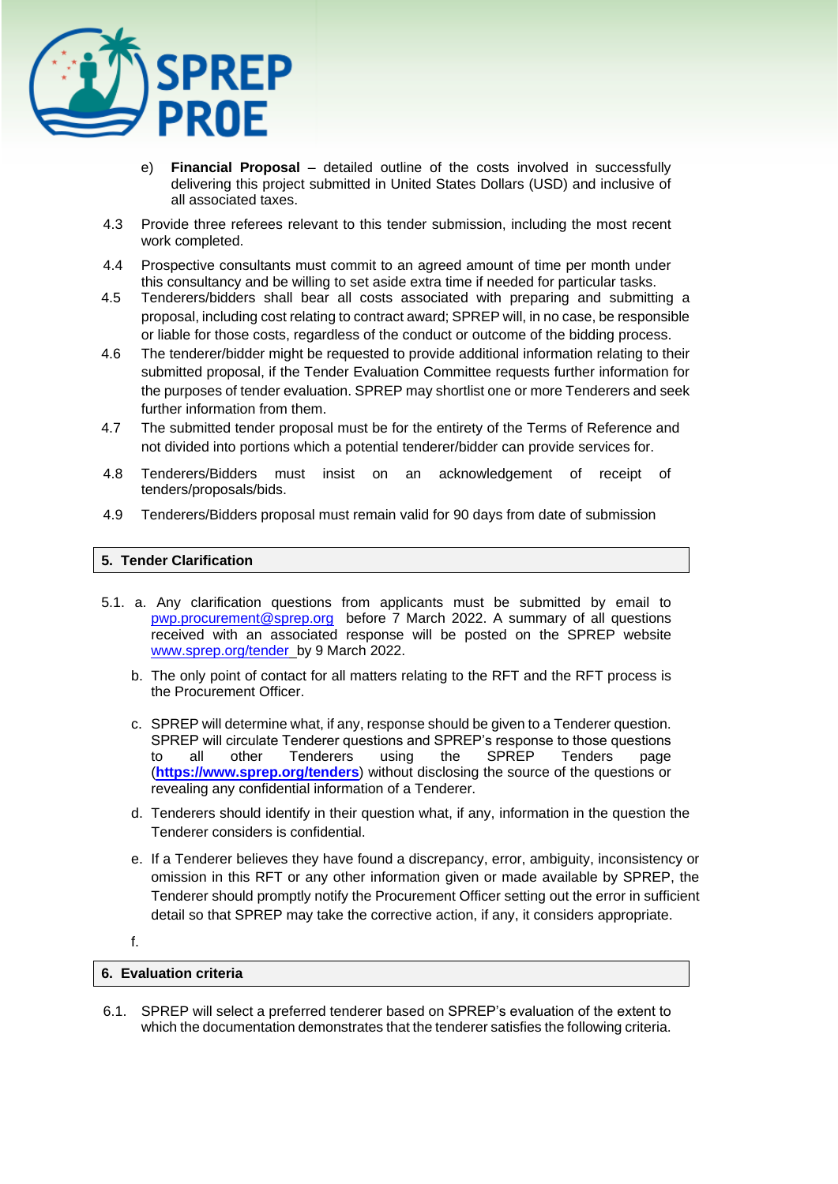e) **Financial Proposal** – detailed outline of the costs involved in successfully delivering this project submitted in United States Dollars (USD) and inclusive of all associated taxes.

4.3 Provide three referees relevant to this tender submission, including the most recent work completed.

4.4 Prospective consultants must commit to an agreed amount of time per month under this consultancy and be willing to set aside extra time if needed for particular tasks.

4.5 Tenderers/bidders shall bear all costs associated with preparing and submitting a proposal, including cost relating to contract award; SPREP will, in no case, be responsible or liable for those costs, regardless of the conduct or outcome of the bidding process.

4.6 The tenderer/bidder might be requested to provide additional information relating to their submitted proposal, if the Tender Evaluation Committee requests further information for the purposes of tender evaluation. SPREP may shortlist one or more Tenderers and seek further information from them.

4.7 The submitted tender proposal must be for the entirety of the Terms of Reference and not divided into portions which a potential tenderer/bidder can provide services for.

4.8 Tenderers/Bidders must insist on an acknowledgement of receipt of tenders/proposals/bids.

4.9 Tenderers/Bidders proposal must remain valid for 90 days from date of submission

## 5. Tender Clarification

5.1. a. Any clarification questions from applicants must be submitted by email to pwp.procurement@sprep.org before 7 March 2022. A summary of all questions received with an associated response will be posted on the SPREP website www.sprep.org/tender by 9 March 2022.

b. The only point of contact for all matters relating to the RFT and the RFT process is the Procurement Officer.

c. SPREP will determine what, if any, response should be given to a Tenderer question. SPREP will circulate Tenderer questions and SPREP's response to those questions to all other Tenderers using the SPREP Tenders page (**https://www.sprep.org/tenders**) without disclosing the source of the questions or revealing any confidential information of a Tenderer.

d. Tenderers should identify in their question what, if any, information in the question the Tenderer considers is confidential.

e. If a Tenderer believes they have found a discrepancy, error, ambiguity, inconsistency or omission in this RFT or any other information given or made available by SPREP, the Tenderer should promptly notify the Procurement Officer setting out the error in sufficient detail so that SPREP may take the corrective action, if any, it considers appropriate.

f.

## 6. Evaluation criteria

6.1. SPREP will select a preferred tenderer based on SPREP's evaluation of the extent to which the documentation demonstrates that the tenderer satisfies the following criteria.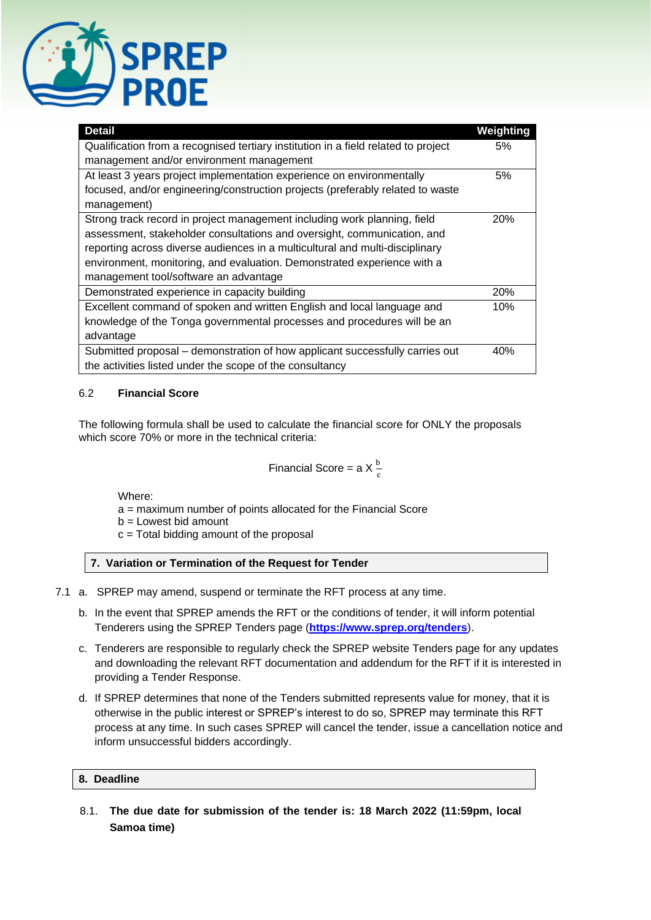| Detail | Weighting |
|---|---|
| Qualification from a recognised tertiary institution in a field related to project management and/or environment management | 5% |
| At least 3 years project implementation experience on environmentally focused, and/or engineering/construction projects (preferably related to waste management) | 5% |
| Strong track record in project management including work planning, field assessment, stakeholder consultations and oversight, communication, and reporting across diverse audiences in a multicultural and multi-disciplinary environment, monitoring, and evaluation. Demonstrated experience with a management tool/software an advantage | 20% |
| Demonstrated experience in capacity building | 20% |
| Excellent command of spoken and written English and local language and knowledge of the Tonga governmental processes and procedures will be an advantage | 10% |
| Submitted proposal – demonstration of how applicant successfully carries out the activities listed under the scope of the consultancy | 40% |

### 6.2 Financial Score

The following formula shall be used to calculate the financial score for ONLY the proposals which score 70% or more in the technical criteria:

$$\text{Financial Score} = a \times \frac{b}{c}$$

Where:
a = maximum number of points allocated for the Financial Score
b = Lowest bid amount
c = Total bidding amount of the proposal

## 7. Variation or Termination of the Request for Tender

7.1 a. SPREP may amend, suspend or terminate the RFT process at any time.

b. In the event that SPREP amends the RFT or the conditions of tender, it will inform potential Tenderers using the SPREP Tenders page (**https://www.sprep.org/tenders**).

c. Tenderers are responsible to regularly check the SPREP website Tenders page for any updates and downloading the relevant RFT documentation and addendum for the RFT if it is interested in providing a Tender Response.

d. If SPREP determines that none of the Tenders submitted represents value for money, that it is otherwise in the public interest or SPREP's interest to do so, SPREP may terminate this RFT process at any time. In such cases SPREP will cancel the tender, issue a cancellation notice and inform unsuccessful bidders accordingly.

## 8. Deadline

8.1. **The due date for submission of the tender is: 18 March 2022 (11:59pm, local Samoa time)**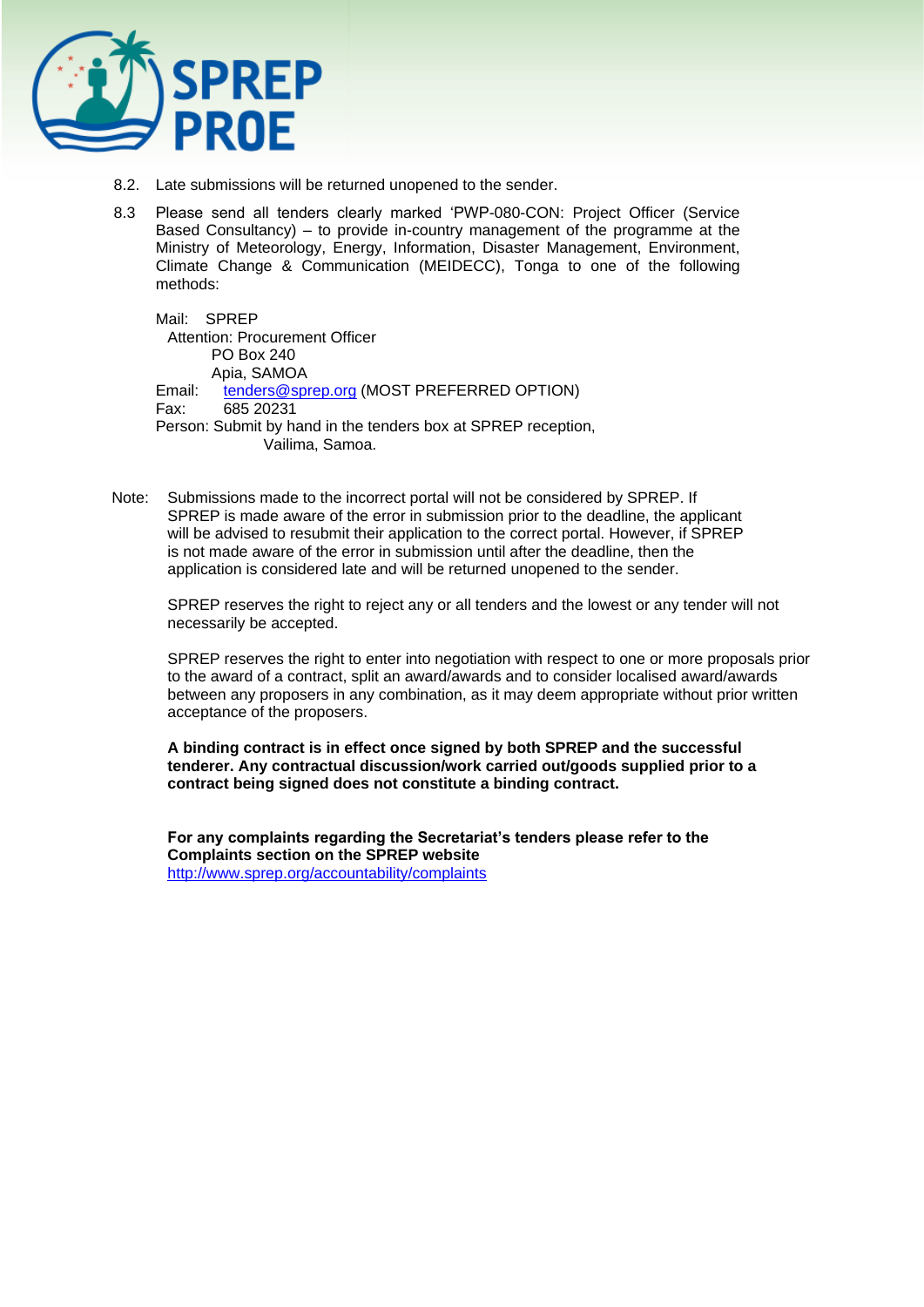8.2. Late submissions will be returned unopened to the sender.

8.3 Please send all tenders clearly marked 'PWP-080-CON: Project Officer (Service Based Consultancy) – to provide in-country management of the programme at the Ministry of Meteorology, Energy, Information, Disaster Management, Environment, Climate Change & Communication (MEIDECC), Tonga to one of the following methods:

Mail: SPREP
Attention: Procurement Officer
PO Box 240
Apia, SAMOA
Email: tenders@sprep.org (MOST PREFERRED OPTION)
Fax: 685 20231
Person: Submit by hand in the tenders box at SPREP reception, Vailima, Samoa.

Note: Submissions made to the incorrect portal will not be considered by SPREP. If SPREP is made aware of the error in submission prior to the deadline, the applicant will be advised to resubmit their application to the correct portal. However, if SPREP is not made aware of the error in submission until after the deadline, then the application is considered late and will be returned unopened to the sender.

SPREP reserves the right to reject any or all tenders and the lowest or any tender will not necessarily be accepted.

SPREP reserves the right to enter into negotiation with respect to one or more proposals prior to the award of a contract, split an award/awards and to consider localised award/awards between any proposers in any combination, as it may deem appropriate without prior written acceptance of the proposers.

**A binding contract is in effect once signed by both SPREP and the successful tenderer. Any contractual discussion/work carried out/goods supplied prior to a contract being signed does not constitute a binding contract.**

**For any complaints regarding the Secretariat's tenders please refer to the Complaints section on the SPREP website**
http://www.sprep.org/accountability/complaints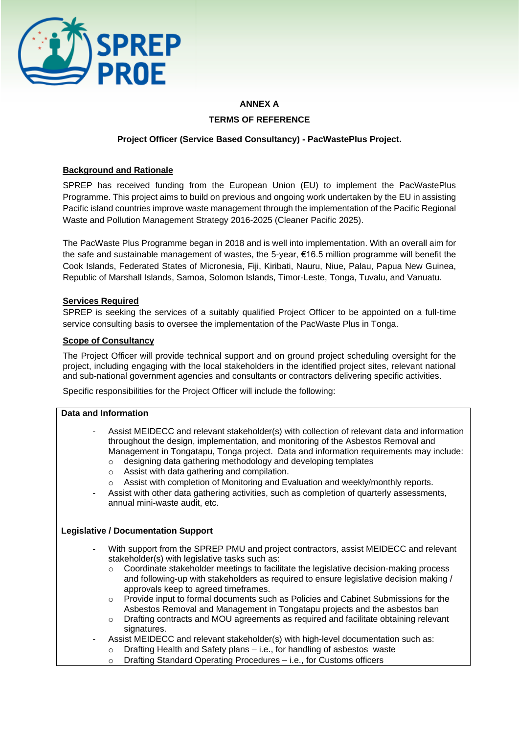**ANNEX A**

**TERMS OF REFERENCE**

**Project Officer (Service Based Consultancy) - PacWastePlus Project.**

**Background and Rationale**

SPREP has received funding from the European Union (EU) to implement the PacWastePlus Programme. This project aims to build on previous and ongoing work undertaken by the EU in assisting Pacific island countries improve waste management through the implementation of the Pacific Regional Waste and Pollution Management Strategy 2016-2025 (Cleaner Pacific 2025).

The PacWaste Plus Programme began in 2018 and is well into implementation. With an overall aim for the safe and sustainable management of wastes, the 5-year, €16.5 million programme will benefit the Cook Islands, Federated States of Micronesia, Fiji, Kiribati, Nauru, Niue, Palau, Papua New Guinea, Republic of Marshall Islands, Samoa, Solomon Islands, Timor-Leste, Tonga, Tuvalu, and Vanuatu.

**Services Required**

SPREP is seeking the services of a suitably qualified Project Officer to be appointed on a full-time service consulting basis to oversee the implementation of the PacWaste Plus in Tonga.

**Scope of Consultancy**

The Project Officer will provide technical support and on ground project scheduling oversight for the project, including engaging with the local stakeholders in the identified project sites, relevant national and sub-national government agencies and consultants or contractors delivering specific activities.

Specific responsibilities for the Project Officer will include the following:

**Data and Information**

- Assist MEIDECC and relevant stakeholder(s) with collection of relevant data and information throughout the design, implementation, and monitoring of the Asbestos Removal and Management in Tongatapu, Tonga project. Data and information requirements may include:
  - designing data gathering methodology and developing templates
  - Assist with data gathering and compilation.
  - Assist with completion of Monitoring and Evaluation and weekly/monthly reports.
- Assist with other data gathering activities, such as completion of quarterly assessments, annual mini-waste audit, etc.

**Legislative / Documentation Support**

- With support from the SPREP PMU and project contractors, assist MEIDECC and relevant stakeholder(s) with legislative tasks such as:
  - Coordinate stakeholder meetings to facilitate the legislative decision-making process and following-up with stakeholders as required to ensure legislative decision making / approvals keep to agreed timeframes.
  - Provide input to formal documents such as Policies and Cabinet Submissions for the Asbestos Removal and Management in Tongatapu projects and the asbestos ban
  - Drafting contracts and MOU agreements as required and facilitate obtaining relevant signatures.
- Assist MEIDECC and relevant stakeholder(s) with high-level documentation such as:
  - Drafting Health and Safety plans – i.e., for handling of asbestos waste
  - Drafting Standard Operating Procedures – i.e., for Customs officers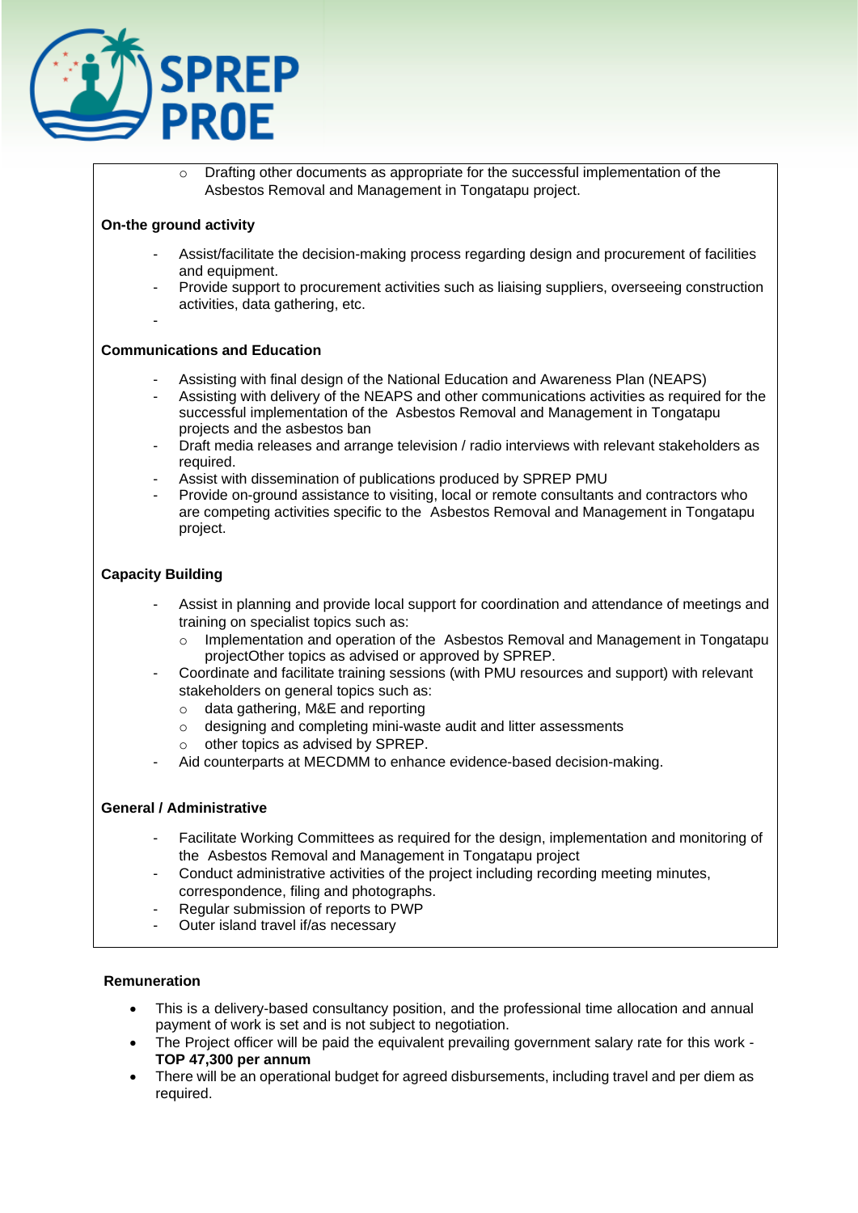- Drafting other documents as appropriate for the successful implementation of the Asbestos Removal and Management in Tongatapu project.

**On-the ground activity**

- Assist/facilitate the decision-making process regarding design and procurement of facilities and equipment.
- Provide support to procurement activities such as liaising suppliers, overseeing construction activities, data gathering, etc.
-

**Communications and Education**

- Assisting with final design of the National Education and Awareness Plan (NEAPS)
- Assisting with delivery of the NEAPS and other communications activities as required for the successful implementation of the Asbestos Removal and Management in Tongatapu projects and the asbestos ban
- Draft media releases and arrange television / radio interviews with relevant stakeholders as required.
- Assist with dissemination of publications produced by SPREP PMU
- Provide on-ground assistance to visiting, local or remote consultants and contractors who are competing activities specific to the Asbestos Removal and Management in Tongatapu project.

**Capacity Building**

- Assist in planning and provide local support for coordination and attendance of meetings and training on specialist topics such as:
  - Implementation and operation of the Asbestos Removal and Management in Tongatapu projectOther topics as advised or approved by SPREP.
- Coordinate and facilitate training sessions (with PMU resources and support) with relevant stakeholders on general topics such as:
  - data gathering, M&E and reporting
  - designing and completing mini-waste audit and litter assessments
  - other topics as advised by SPREP.
- Aid counterparts at MECDMM to enhance evidence-based decision-making.

**General / Administrative**

- Facilitate Working Committees as required for the design, implementation and monitoring of the Asbestos Removal and Management in Tongatapu project
- Conduct administrative activities of the project including recording meeting minutes, correspondence, filing and photographs.
- Regular submission of reports to PWP
- Outer island travel if/as necessary

**Remuneration**

- This is a delivery-based consultancy position, and the professional time allocation and annual payment of work is set and is not subject to negotiation.
- The Project officer will be paid the equivalent prevailing government salary rate for this work - **TOP 47,300 per annum**
- There will be an operational budget for agreed disbursements, including travel and per diem as required.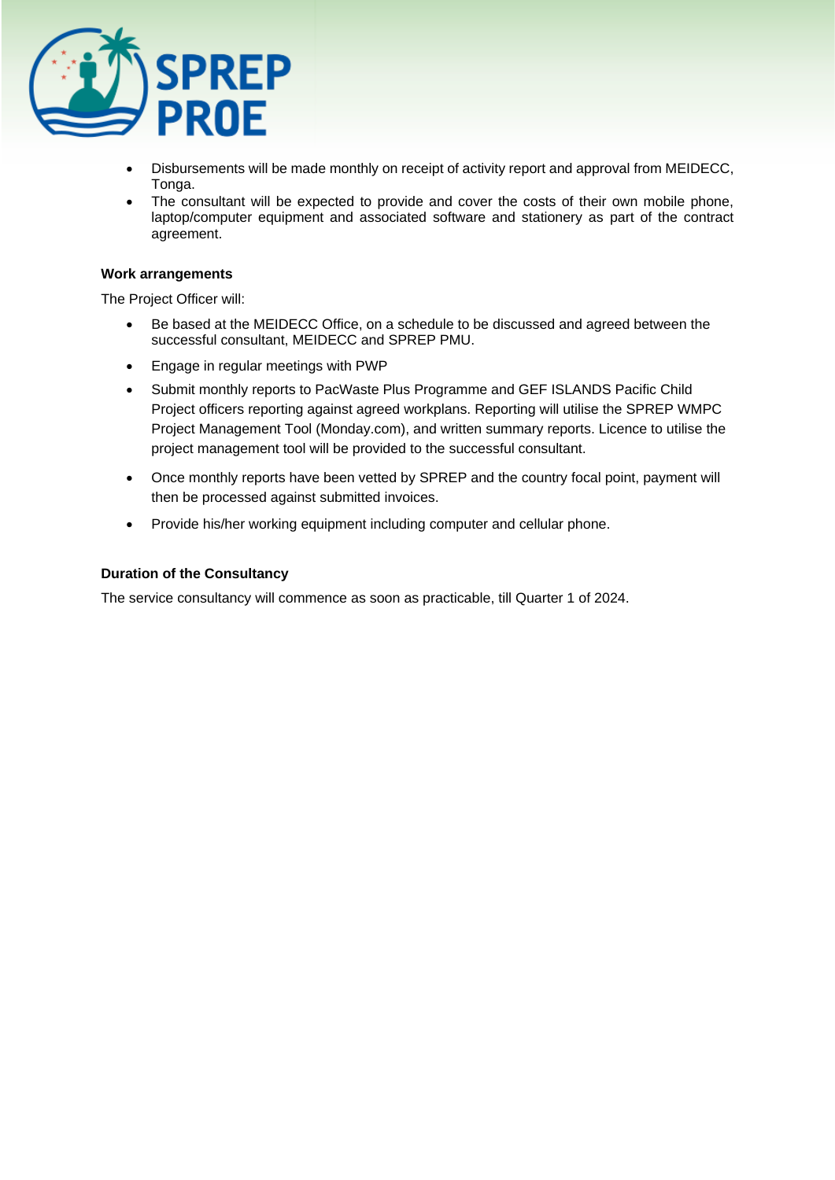- Disbursements will be made monthly on receipt of activity report and approval from MEIDECC, Tonga.
- The consultant will be expected to provide and cover the costs of their own mobile phone, laptop/computer equipment and associated software and stationery as part of the contract agreement.

**Work arrangements**

The Project Officer will:

- Be based at the MEIDECC Office, on a schedule to be discussed and agreed between the successful consultant, MEIDECC and SPREP PMU.
- Engage in regular meetings with PWP
- Submit monthly reports to PacWaste Plus Programme and GEF ISLANDS Pacific Child Project officers reporting against agreed workplans. Reporting will utilise the SPREP WMPC Project Management Tool (Monday.com), and written summary reports. Licence to utilise the project management tool will be provided to the successful consultant.
- Once monthly reports have been vetted by SPREP and the country focal point, payment will then be processed against submitted invoices.
- Provide his/her working equipment including computer and cellular phone.

**Duration of the Consultancy**

The service consultancy will commence as soon as practicable, till Quarter 1 of 2024.